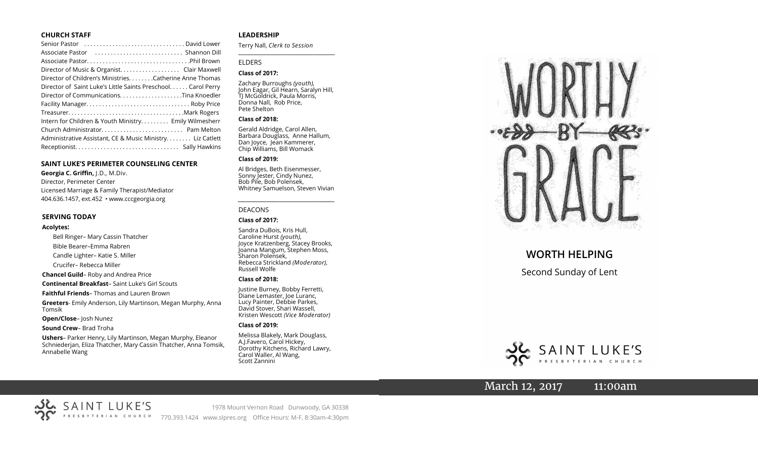### CHURCH STAFF

Senior Pastor . . . . . . . . . . . . . . . . . . . . . . . . . . . . . . . David Lower
Associate Pastor . . . . . . . . . . . . . . . . . . . . . . . . . . . Shannon Dill
Associate Pastor. . . . . . . . . . . . . . . . . . . . . . . . . . . . . . . .Phil Brown
Director of Music & Organist. . . . . . . . . . . . . . . . . . . Clair Maxwell
Director of Children's Ministries. . . . . . . .Catherine Anne Thomas
Director of Saint Luke's Little Saints Preschool. . . . . . Carol Perry
Director of Communications. . . . . . . . . . . . . . . . . . . .Tina Knoedler
Facility Manager. . . . . . . . . . . . . . . . . . . . . . . . . . . . . . . . Roby Price
Treasurer. . . . . . . . . . . . . . . . . . . . . . . . . . . . . . . . . . . .Mark Rogers
Intern for Children & Youth Ministry. . . . . . . . . Emily Wilmesherr
Church Administrator. . . . . . . . . . . . . . . . . . . . . . . . . . Pam Melton
Administrative Assistant, CE & Music Ministry. . . . . . . . Liz Catlett
Receptionist. . . . . . . . . . . . . . . . . . . . . . . . . . . . . . . . . Sally Hawkins

### SAINT LUKE'S PERIMETER COUNSELING CENTER

**Georgia C. Griffin,** J.D., M.Div.
Director, Perimeter Center
Licensed Marriage & Family Therapist/Mediator
404.636.1457, ext.452 • www.cccgeorgia.org

### SERVING TODAY

**Acolytes:**

Bell Ringer– Mary Cassin Thatcher
Bible Bearer–Emma Rabren
Candle Lighter– Katie S. Miller
Crucifer– Rebecca Miller

**Chancel Guild**– Roby and Andrea Price

**Continental Breakfast**– Saint Luke's Girl Scouts

**Faithful Friends**– Thomas and Lauren Brown

**Greeters**- Emily Anderson, Lily Martinson, Megan Murphy, Anna Tomsik

**Open/Close**– Josh Nunez

**Sound Crew**– Brad Troha

**Ushers**– Parker Henry, Lily Martinson, Megan Murphy, Eleanor Schniederjan, Eliza Thatcher, Mary Cassin Thatcher, Anna Tomsik, Annabelle Wang

### LEADERSHIP

Terry Nall, *Clerk to Session*

ELDERS

**Class of 2017:**

Zachary Burroughs *(youth)*, John Eagar, Gil Hearn, Saralyn Hill, TJ McGoldrick, Paula Morris, Donna Nall, Rob Price, Pete Shelton

**Class of 2018:**

Gerald Aldridge, Carol Allen, Barbara Douglass, Anne Hallum, Dan Joyce, Jean Kammerer, Chip Williams, Bill Womack

**Class of 2019:**

Al Bridges, Beth Eisenmesser, Sonny Jester, Cindy Nunez, Bob Pile, Bob Polensek, Whitney Samuelson, Steven Vivian

DEACONS

**Class of 2017:**

Sandra DuBois, Kris Hull, Caroline Hurst *(youth)*, Joyce Kratzenberg, Stacey Brooks, Joanna Mangum, Stephen Moss, Sharon Polensek, Rebecca Strickland *(Moderator)*, Russell Wolfe

**Class of 2018:**

Justine Burney, Bobby Ferretti, Diane Lemaster, Joe Luranc, Lucy Painter, Debbie Parkes, David Stover, Shari Wassell, Kristen Wescott *(Vice Moderator)*

**Class of 2019:**

Melissa Blakely, Mark Douglass, A.J.Favero, Carol Hickey, Dorothy Kitchens, Richard Lawry, Carol Waller, Al Wang, Scott Zannini

# WORTHY BY GRACE

## WORTH HELPING

Second Sunday of Lent

SAINT LUKE'S PRESBYTERIAN CHURCH

March 12, 2017 11:00am

SAINT LUKE'S PRESBYTERIAN CHURCH

1978 Mount Vernon Road Dunwoody, GA 30338
770.393.1424 www.slpres.org Office Hours: M-F, 8:30am-4:30pm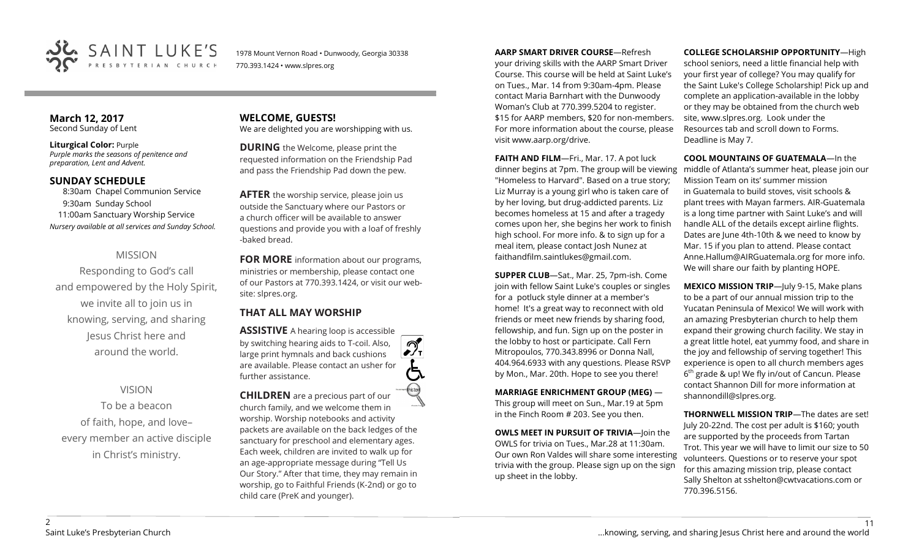SAINT LUKE'S PRESBYTERIAN CHURCH

1978 Mount Vernon Road • Dunwoody, Georgia 30338
770.393.1424 • www.slpres.org

**March 12, 2017**
Second Sunday of Lent

**Liturgical Color:** Purple
*Purple marks the seasons of penitence and preparation, Lent and Advent.*

## SUNDAY SCHEDULE

8:30am Chapel Communion Service
9:30am Sunday School
11:00am Sanctuary Worship Service
*Nursery available at all services and Sunday School.*

### MISSION

Responding to God's call and empowered by the Holy Spirit, we invite all to join us in knowing, serving, and sharing Jesus Christ here and around the world.

### VISION

To be a beacon of faith, hope, and love– every member an active disciple in Christ's ministry.

## WELCOME, GUESTS!

We are delighted you are worshipping with us.

**DURING** the Welcome, please print the requested information on the Friendship Pad and pass the Friendship Pad down the pew.

**AFTER** the worship service, please join us outside the Sanctuary where our Pastors or a church officer will be available to answer questions and provide you with a loaf of freshly -baked bread.

**FOR MORE** information about our programs, ministries or membership, please contact one of our Pastors at 770.393.1424, or visit our website: slpres.org.

## THAT ALL MAY WORSHIP

**ASSISTIVE** A hearing loop is accessible by switching hearing aids to T-coil. Also, large print hymnals and back cushions are available. Please contact an usher for further assistance.

**CHILDREN** are a precious part of our church family, and we welcome them in worship. Worship notebooks and activity packets are available on the back ledges of the sanctuary for preschool and elementary ages. Each week, children are invited to walk up for an age-appropriate message during "Tell Us Our Story." After that time, they may remain in worship, go to Faithful Friends (K-2nd) or go to child care (PreK and younger).

**AARP SMART DRIVER COURSE**—Refresh your driving skills with the AARP Smart Driver Course. This course will be held at Saint Luke's on Tues., Mar. 14 from 9:30am-4pm. Please contact Maria Barnhart with the Dunwoody Woman's Club at 770.399.5204 to register. $15 for AARP members, $20 for non-members. For more information about the course, please visit www.aarp.org/drive.

**FAITH AND FILM**—Fri., Mar. 17. A pot luck dinner begins at 7pm. The group will be viewing "Homeless to Harvard". Based on a true story; Liz Murray is a young girl who is taken care of by her loving, but drug-addicted parents. Liz becomes homeless at 15 and after a tragedy comes upon her, she begins her work to finish high school. For more info. & to sign up for a meal item, please contact Josh Nunez at faithandfilm.saintlukes@gmail.com.

**SUPPER CLUB**—Sat., Mar. 25, 7pm-ish. Come join with fellow Saint Luke's couples or singles for a potluck style dinner at a member's home! It's a great way to reconnect with old friends or meet new friends by sharing food, fellowship, and fun. Sign up on the poster in the lobby to host or participate. Call Fern Mitropoulos, 770.343.8996 or Donna Nall, 404.964.6933 with any questions. Please RSVP by Mon., Mar. 20th. Hope to see you there!

**MARRIAGE ENRICHMENT GROUP (MEG)** — This group will meet on Sun., Mar.19 at 5pm in the Finch Room # 203. See you then.

**OWLS MEET IN PURSUIT OF TRIVIA**—Join the OWLS for trivia on Tues., Mar.28 at 11:30am. Our own Ron Valdes will share some interesting trivia with the group. Please sign up on the sign up sheet in the lobby.

**COLLEGE SCHOLARSHIP OPPORTUNITY**—High school seniors, need a little financial help with your first year of college? You may qualify for the Saint Luke's College Scholarship! Pick up and complete an application-available in the lobby or they may be obtained from the church web site, www.slpres.org. Look under the Resources tab and scroll down to Forms. Deadline is May 7.

**COOL MOUNTAINS OF GUATEMALA**—In the middle of Atlanta's summer heat, please join our Mission Team on its' summer mission in Guatemala to build stoves, visit schools & plant trees with Mayan farmers. AIR-Guatemala is a long time partner with Saint Luke's and will handle ALL of the details except airline flights. Dates are June 4th-10th & we need to know by Mar. 15 if you plan to attend. Please contact Anne.Hallum@AIRGuatemala.org for more info. We will share our faith by planting HOPE.

**MEXICO MISSION TRIP**—July 9-15, Make plans to be a part of our annual mission trip to the Yucatan Peninsula of Mexico! We will work with an amazing Presbyterian church to help them expand their growing church facility. We stay in a great little hotel, eat yummy food, and share in the joy and fellowship of serving together! This experience is open to all church members ages 6th grade & up! We fly in/out of Cancun. Please contact Shannon Dill for more information at shannondill@slpres.org.

**THORNWELL MISSION TRIP**—The dates are set! July 20-22nd. The cost per adult is $160; youth are supported by the proceeds from Tartan Trot. This year we will have to limit our size to 50 volunteers. Questions or to reserve your spot for this amazing mission trip, please contact Sally Shelton at sshelton@cwtvacations.com or 770.396.5156.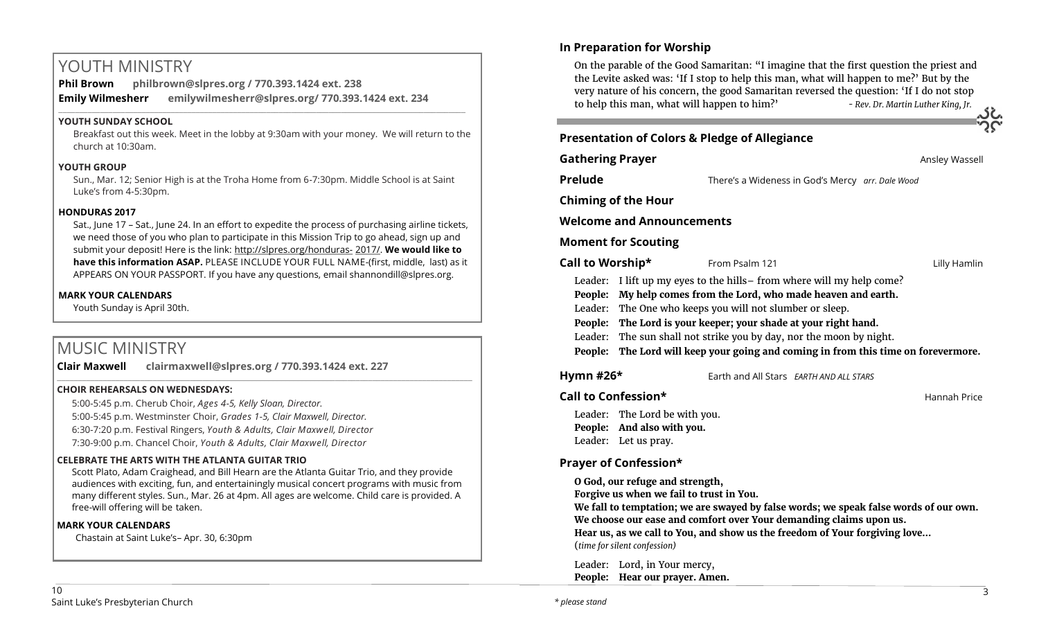# YOUTH MINISTRY

**Phil Brown** **philbrown@slpres.org / 770.393.1424 ext. 238**
**Emily Wilmesherr** **emilywilmesherr@slpres.org/ 770.393.1424 ext. 234**

### YOUTH SUNDAY SCHOOL

Breakfast out this week. Meet in the lobby at 9:30am with your money. We will return to the church at 10:30am.

### YOUTH GROUP

Sun., Mar. 12; Senior High is at the Troha Home from 6-7:30pm. Middle School is at Saint Luke's from 4-5:30pm.

### HONDURAS 2017

Sat., June 17 – Sat., June 24. In an effort to expedite the process of purchasing airline tickets, we need those of you who plan to participate in this Mission Trip to go ahead, sign up and submit your deposit! Here is the link: http://slpres.org/honduras- 2017/. **We would like to have this information ASAP.** PLEASE INCLUDE YOUR FULL NAME-(first, middle, last) as it APPEARS ON YOUR PASSPORT. If you have any questions, email shannondill@slpres.org.

### MARK YOUR CALENDARS

Youth Sunday is April 30th.

# MUSIC MINISTRY

**Clair Maxwell** **clairmaxwell@slpres.org / 770.393.1424 ext. 227**

### CHOIR REHEARSALS ON WEDNESDAYS:

5:00-5:45 p.m. Cherub Choir, *Ages 4-5, Kelly Sloan, Director.*
5:00-5:45 p.m. Westminster Choir, *Grades 1-5, Clair Maxwell, Director.*
6:30-7:20 p.m. Festival Ringers, *Youth & Adults, Clair Maxwell, Director*
7:30-9:00 p.m. Chancel Choir, *Youth & Adults, Clair Maxwell, Director*

### CELEBRATE THE ARTS WITH THE ATLANTA GUITAR TRIO

Scott Plato, Adam Craighead, and Bill Hearn are the Atlanta Guitar Trio, and they provide audiences with exciting, fun, and entertainingly musical concert programs with music from many different styles. Sun., Mar. 26 at 4pm. All ages are welcome. Child care is provided. A free-will offering will be taken.

### MARK YOUR CALENDARS

Chastain at Saint Luke's– Apr. 30, 6:30pm

### In Preparation for Worship

On the parable of the Good Samaritan: "I imagine that the first question the priest and the Levite asked was: 'If I stop to help this man, what will happen to me?' But by the very nature of his concern, the good Samaritan reversed the question: 'If I do not stop to help this man, what will happen to him?' *- Rev. Dr. Martin Luther King, Jr.*

### Presentation of Colors & Pledge of Allegiance

**Gathering Prayer** Ansley Wassell

**Prelude** There's a Wideness in God's Mercy *arr. Dale Wood*

**Chiming of the Hour**

**Welcome and Announcements**

**Moment for Scouting**

**Call to Worship\*** From Psalm 121 Lilly Hamlin

Leader: I lift up my eyes to the hills– from where will my help come?
**People: My help comes from the Lord, who made heaven and earth.**
Leader: The One who keeps you will not slumber or sleep.
**People: The Lord is your keeper; your shade at your right hand.**
Leader: The sun shall not strike you by day, nor the moon by night.
**People: The Lord will keep your going and coming in from this time on forevermore.**

**Hymn #26\*** Earth and All Stars *EARTH AND ALL STARS*

**Call to Confession\*** Hannah Price

Leader: The Lord be with you.
**People: And also with you.**
Leader: Let us pray.

### Prayer of Confession\*

**O God, our refuge and strength,**
**Forgive us when we fail to trust in You.**
**We fall to temptation; we are swayed by false words; we speak false words of our own.**
**We choose our ease and comfort over Your demanding claims upon us.**
**Hear us, as we call to You, and show us the freedom of Your forgiving love...**
(*time for silent confession*)

Leader: Lord, in Your mercy,
**People: Hear our prayer. Amen.**

*\* please stand*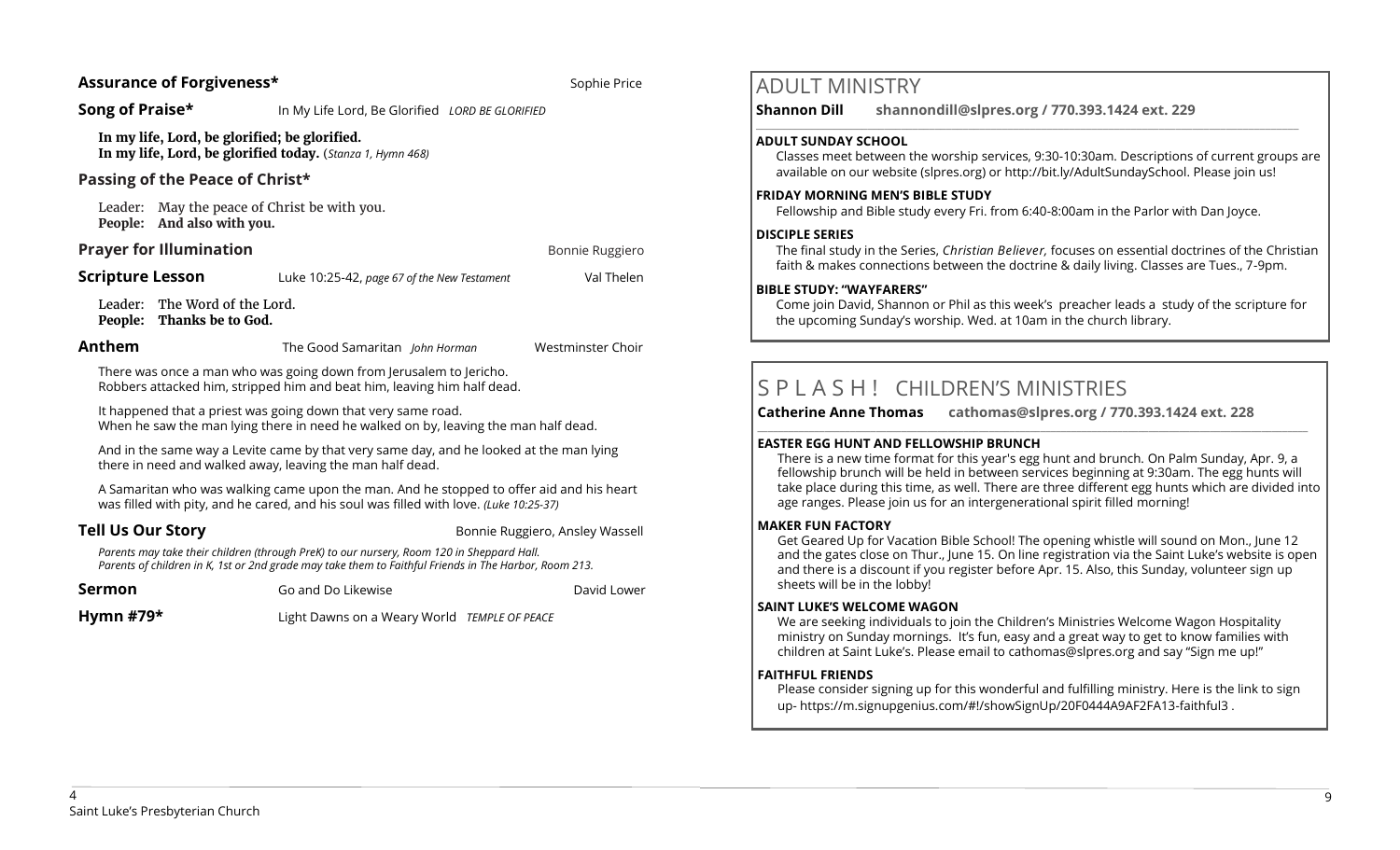**Assurance of Forgiveness*** Sophie Price

**Song of Praise*** In My Life Lord, Be Glorified *LORD BE GLORIFIED*

**In my life, Lord, be glorified; be glorified.**
**In my life, Lord, be glorified today.** (*Stanza 1, Hymn 468)*

**Passing of the Peace of Christ***

Leader: May the peace of Christ be with you.
**People: And also with you.**

**Prayer for Illumination** Bonnie Ruggiero

**Scripture Lesson** Luke 10:25-42, *page 67 of the New Testament* Val Thelen

Leader: The Word of the Lord.
**People: Thanks be to God.**

**Anthem** The Good Samaritan *John Horman* Westminster Choir

There was once a man who was going down from Jerusalem to Jericho.
Robbers attacked him, stripped him and beat him, leaving him half dead.

It happened that a priest was going down that very same road.
When he saw the man lying there in need he walked on by, leaving the man half dead.

And in the same way a Levite came by that very same day, and he looked at the man lying there in need and walked away, leaving the man half dead.

A Samaritan who was walking came upon the man. And he stopped to offer aid and his heart was filled with pity, and he cared, and his soul was filled with love. *(Luke 10:25-37)*

**Tell Us Our Story** Bonnie Ruggiero, Ansley Wassell

*Parents may take their children (through PreK) to our nursery, Room 120 in Sheppard Hall.*
*Parents of children in K, 1st or 2nd grade may take them to Faithful Friends in The Harbor, Room 213.*

**Sermon** Go and Do Likewise David Lower

**Hymn #79*** Light Dawns on a Weary World *TEMPLE OF PEACE*

## ADULT MINISTRY

**Shannon Dill shannondill@slpres.org / 770.393.1424 ext. 229**

**ADULT SUNDAY SCHOOL**
Classes meet between the worship services, 9:30-10:30am. Descriptions of current groups are available on our website (slpres.org) or http://bit.ly/AdultSundaySchool. Please join us!

**FRIDAY MORNING MEN'S BIBLE STUDY**
Fellowship and Bible study every Fri. from 6:40-8:00am in the Parlor with Dan Joyce.

**DISCIPLE SERIES**
The final study in the Series, *Christian Believer,* focuses on essential doctrines of the Christian faith & makes connections between the doctrine & daily living. Classes are Tues., 7-9pm.

**BIBLE STUDY: "WAYFARERS"**
Come join David, Shannon or Phil as this week's preacher leads a study of the scripture for the upcoming Sunday's worship. Wed. at 10am in the church library.

## S P L A S H ! CHILDREN'S MINISTRIES

**Catherine Anne Thomas cathomas@slpres.org / 770.393.1424 ext. 228**

**EASTER EGG HUNT AND FELLOWSHIP BRUNCH**
There is a new time format for this year's egg hunt and brunch. On Palm Sunday, Apr. 9, a fellowship brunch will be held in between services beginning at 9:30am. The egg hunts will take place during this time, as well. There are three different egg hunts which are divided into age ranges. Please join us for an intergenerational spirit filled morning!

**MAKER FUN FACTORY**
Get Geared Up for Vacation Bible School! The opening whistle will sound on Mon., June 12 and the gates close on Thur., June 15. On line registration via the Saint Luke's website is open and there is a discount if you register before Apr. 15. Also, this Sunday, volunteer sign up sheets will be in the lobby!

**SAINT LUKE'S WELCOME WAGON**
We are seeking individuals to join the Children's Ministries Welcome Wagon Hospitality ministry on Sunday mornings. It's fun, easy and a great way to get to know families with children at Saint Luke's. Please email to cathomas@slpres.org and say "Sign me up!"

**FAITHFUL FRIENDS**
Please consider signing up for this wonderful and fulfilling ministry. Here is the link to sign up- https://m.signupgenius.com/#!/showSignUp/20F0444A9AF2FA13-faithful3 .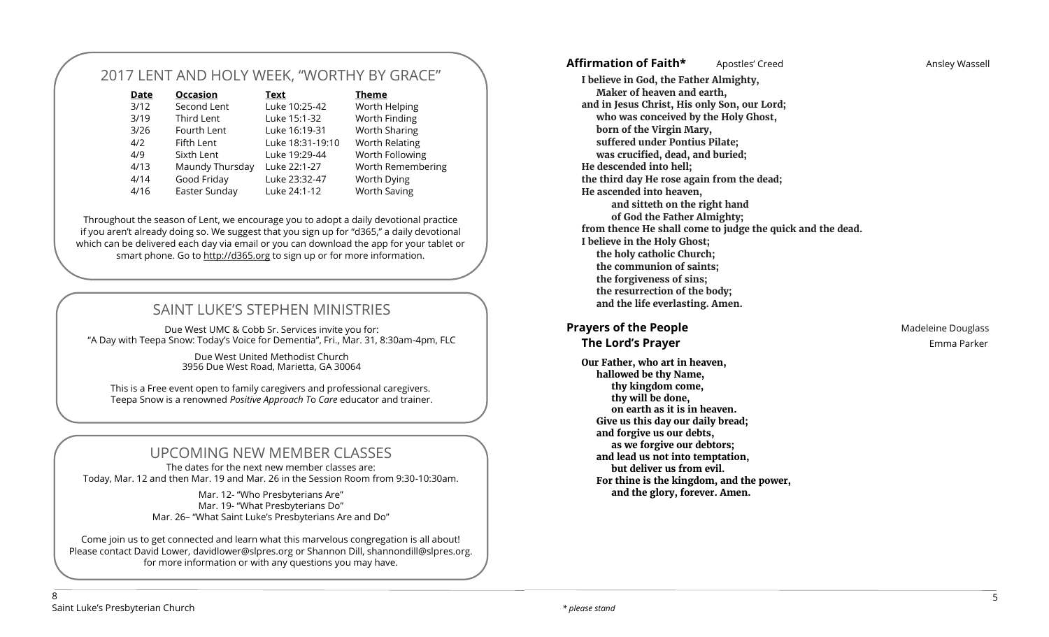## 2017 LENT AND HOLY WEEK, "WORTHY BY GRACE"

| Date | Occasion | Text | Theme |
|---|---|---|---|
| 3/12 | Second Lent | Luke 10:25-42 | Worth Helping |
| 3/19 | Third Lent | Luke 15:1-32 | Worth Finding |
| 3/26 | Fourth Lent | Luke 16:19-31 | Worth Sharing |
| 4/2 | Fifth Lent | Luke 18:31-19:10 | Worth Relating |
| 4/9 | Sixth Lent | Luke 19:29-44 | Worth Following |
| 4/13 | Maundy Thursday | Luke 22:1-27 | Worth Remembering |
| 4/14 | Good Friday | Luke 23:32-47 | Worth Dying |
| 4/16 | Easter Sunday | Luke 24:1-12 | Worth Saving |

Throughout the season of Lent, we encourage you to adopt a daily devotional practice if you aren't already doing so. We suggest that you sign up for "d365," a daily devotional which can be delivered each day via email or you can download the app for your tablet or smart phone. Go to http://d365.org to sign up or for more information.

## SAINT LUKE'S STEPHEN MINISTRIES

Due West UMC & Cobb Sr. Services invite you for:
"A Day with Teepa Snow: Today's Voice for Dementia", Fri., Mar. 31, 8:30am-4pm, FLC

Due West United Methodist Church
3956 Due West Road, Marietta, GA 30064

This is a Free event open to family caregivers and professional caregivers. Teepa Snow is a renowned *Positive Approach To Care* educator and trainer.

## UPCOMING NEW MEMBER CLASSES

The dates for the next new member classes are:
Today, Mar. 12 and then Mar. 19 and Mar. 26 in the Session Room from 9:30-10:30am.

Mar. 12- "Who Presbyterians Are"
Mar. 19- "What Presbyterians Do"
Mar. 26– "What Saint Luke's Presbyterians Are and Do"

Come join us to get connected and learn what this marvelous congregation is all about! Please contact David Lower, davidlower@slpres.org or Shannon Dill, shannondill@slpres.org. for more information or with any questions you may have.

**Affirmation of Faith*** Apostles' Creed — Ansley Wassell

**I believe in God, the Father Almighty,**
**Maker of heaven and earth,**
**and in Jesus Christ, His only Son, our Lord;**
**who was conceived by the Holy Ghost,**
**born of the Virgin Mary,**
**suffered under Pontius Pilate;**
**was crucified, dead, and buried;**
**He descended into hell;**
**the third day He rose again from the dead;**
**He ascended into heaven,**
**and sitteth on the right hand**
**of God the Father Almighty;**
**from thence He shall come to judge the quick and the dead.**
**I believe in the Holy Ghost;**
**the holy catholic Church;**
**the communion of saints;**
**the forgiveness of sins;**
**the resurrection of the body;**
**and the life everlasting. Amen.**

**Prayers of the People** — Madeleine Douglass

**The Lord's Prayer** — Emma Parker

**Our Father, who art in heaven,**
**hallowed be thy Name,**
**thy kingdom come,**
**thy will be done,**
**on earth as it is in heaven.**
**Give us this day our daily bread;**
**and forgive us our debts,**
**as we forgive our debtors;**
**and lead us not into temptation,**
**but deliver us from evil.**
**For thine is the kingdom, and the power,**
**and the glory, forever. Amen.**

*\* please stand*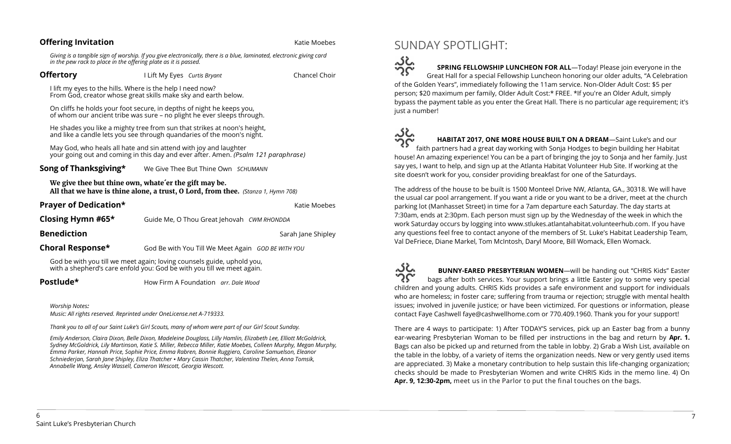**Offering Invitation** Katie Moebes

*Giving is a tangible sign of worship. If you give electronically, there is a blue, laminated, electronic giving card in the pew rack to place in the offering plate as it is passed.*

**Offertory** I Lift My Eyes *Curtis Bryant* Chancel Choir

I lift my eyes to the hills. Where is the help I need now?
From God, creator whose great skills make sky and earth below.

On cliffs he holds your foot secure, in depths of night he keeps you,
of whom our ancient tribe was sure – no plight he ever sleeps through.

He shades you like a mighty tree from sun that strikes at noon's height,
and like a candle lets you see through quandaries of the moon's night.

May God, who heals all hate and sin attend with joy and laughter
your going out and coming in this day and ever after. Amen. *(Psalm 121 paraphrase)*

**Song of Thanksgiving\*** We Give Thee But Thine Own *SCHUMANN*

**We give thee but thine own, whate´er the gift may be.**
**All that we have is thine alone, a trust, O Lord, from thee.** *(Stanza 1, Hymn 708)*

**Prayer of Dedication\*** Katie Moebes

**Closing Hymn #65\*** Guide Me, O Thou Great Jehovah *CWM RHONDDA*

**Benediction** Sarah Jane Shipley

**Choral Response\*** God Be with You Till We Meet Again *GOD BE WITH YOU*

God be with you till we meet again; loving counsels guide, uphold you,
with a shepherd's care enfold you: God be with you till we meet again.

**Postlude\*** How Firm A Foundation *arr. Dale Wood*

*Worship Notes:*
*Music: All rights reserved. Reprinted under OneLicense.net A-719333.*

*Thank you to all of our Saint Luke's Girl Scouts, many of whom were part of our Girl Scout Sunday.*

*Emily Anderson, Claira Dixon, Belle Dixon, Madeleine Douglass, Lilly Hamlin, Elizabeth Lee, Elliott McGoldrick, Sydney McGoldrick, Lily Martinson, Katie S. Miller, Rebecca Miller, Katie Moebes, Colleen Murphy, Megan Murphy, Emma Parker, Hannah Price, Sophie Price, Emma Rabren, Bonnie Ruggiero, Caroline Samuelson, Eleanor Schniederjan, Sarah Jane Shipley, Eliza Thatcher • Mary Cassin Thatcher, Valentina Thelen, Anna Tomsik, Annabelle Wang, Ansley Wassell, Cameron Wescott, Georgia Wescott.*

# SUNDAY SPOTLIGHT:

**SPRING FELLOWSHIP LUNCHEON FOR ALL**—Today! Please join everyone in the Great Hall for a special Fellowship Luncheon honoring our older adults, "A Celebration of the Golden Years", immediately following the 11am service. Non-Older Adult Cost: $5 per person; $20 maximum per family, Older Adult Cost:* FREE. *If you're an Older Adult, simply bypass the payment table as you enter the Great Hall. There is no particular age requirement; it's just a number!

**HABITAT 2017, ONE MORE HOUSE BUILT ON A DREAM**—Saint Luke's and our faith partners had a great day working with Sonja Hodges to begin building her Habitat house! An amazing experience! You can be a part of bringing the joy to Sonja and her family. Just say yes, I want to help, and sign up at the Atlanta Habitat Volunteer Hub Site. If working at the site doesn't work for you, consider providing breakfast for one of the Saturdays.

The address of the house to be built is 1500 Monteel Drive NW, Atlanta, GA., 30318. We will have the usual car pool arrangement. If you want a ride or you want to be a driver, meet at the church parking lot (Manhasset Street) in time for a 7am departure each Saturday. The day starts at 7:30am, ends at 2:30pm. Each person must sign up by the Wednesday of the week in which the work Saturday occurs by logging into www.stlukes.atlantahabitat.volunteerhub.com. If you have any questions feel free to contact anyone of the members of St. Luke's Habitat Leadership Team, Val DeFriece, Diane Markel, Tom McIntosh, Daryl Moore, Bill Womack, Ellen Womack.

**BUNNY-EARED PRESBYTERIAN WOMEN**—will be handing out "CHRIS Kids" Easter bags after both services. Your support brings a little Easter joy to some very special children and young adults. CHRIS Kids provides a safe environment and support for individuals who are homeless; in foster care; suffering from trauma or rejection; struggle with mental health issues; involved in juvenile justice; or have been victimized. For questions or information, please contact Faye Cashwell faye@cashwellhome.com or 770.409.1960. Thank you for your support!

There are 4 ways to participate: 1) After TODAY'S services, pick up an Easter bag from a bunny ear-wearing Presbyterian Woman to be filled per instructions in the bag and return by **Apr. 1.** Bags can also be picked up and returned from the table in lobby. 2) Grab a Wish List, available on the table in the lobby, of a variety of items the organization needs. New or very gently used items are appreciated. 3) Make a monetary contribution to help sustain this life-changing organization; checks should be made to Presbyterian Women and write CHRIS Kids in the memo line. 4) On **Apr. 9, 12:30-2pm,** meet us in the Parlor to put the final touches on the bags.